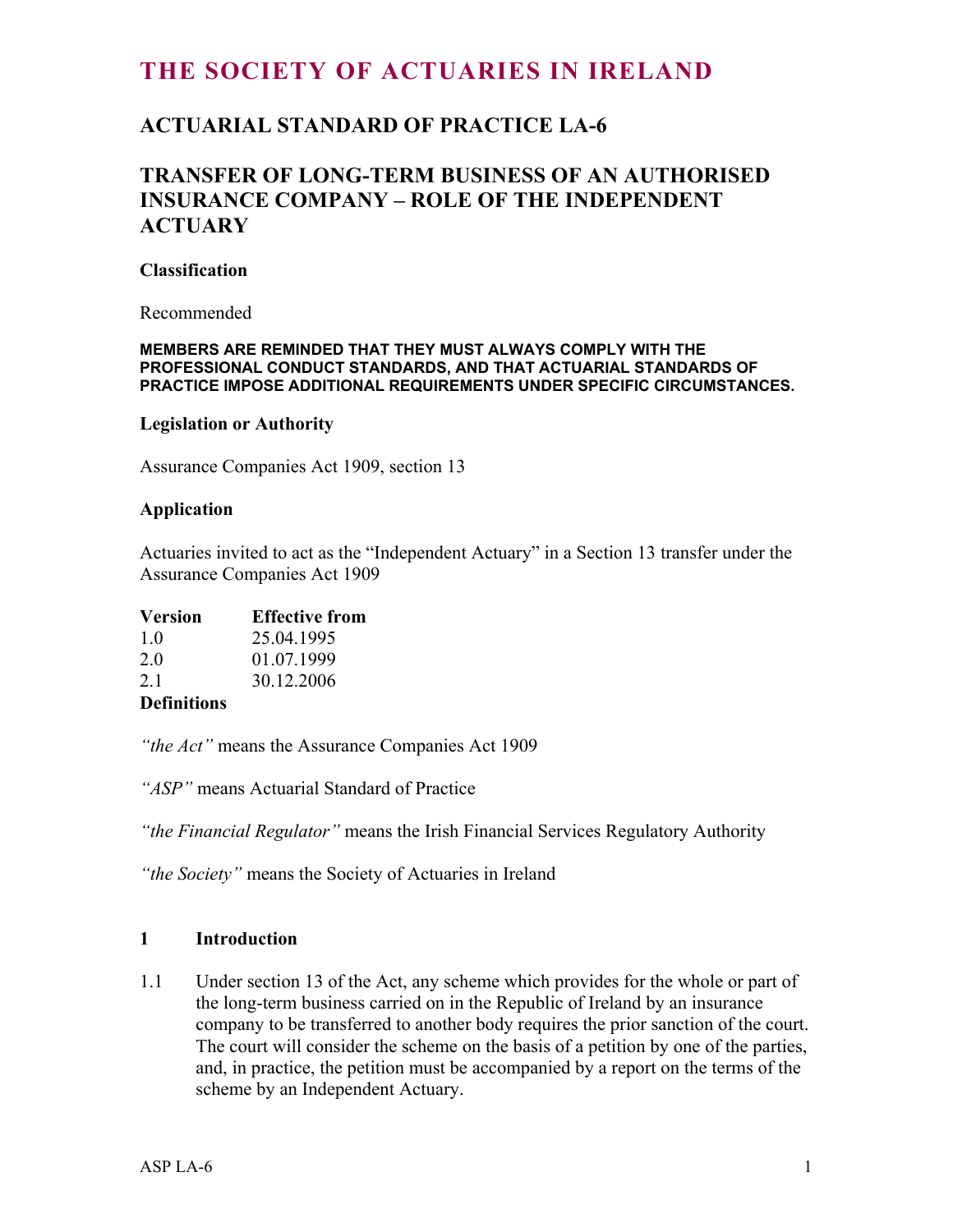# THE SOCIETY OF ACTUARIES IN IRELAND

## ACTUARIAL STANDARD OF PRACTICE LA-6

## TRANSFER OF LONG-TERM BUSINESS OF AN AUTHORISED INSURANCE COMPANY – ROLE OF THE INDEPENDENT ACTUARY

### Classification

Recommended

**MEMBERS ARE REMINDED THAT THEY MUST ALWAYS COMPLY WITH THE PROFESSIONAL CONDUCT STANDARDS, AND THAT ACTUARIAL STANDARDS OF PRACTICE IMPOSE ADDITIONAL REQUIREMENTS UNDER SPECIFIC CIRCUMSTANCES.**

### Legislation or Authority

Assurance Companies Act 1909, section 13

### Application

Actuaries invited to act as the "Independent Actuary" in a Section 13 transfer under the Assurance Companies Act 1909

| Version | Effective from |
|---|---|
| 1.0 | 25.04.1995 |
| 2.0 | 01.07.1999 |
| 2.1 | 30.12.2006 |

### Definitions

*"the Act"* means the Assurance Companies Act 1909

*"ASP"* means Actuarial Standard of Practice

*"the Financial Regulator"* means the Irish Financial Services Regulatory Authority

*"the Society"* means the Society of Actuaries in Ireland

### 1 Introduction

1.1 Under section 13 of the Act, any scheme which provides for the whole or part of the long-term business carried on in the Republic of Ireland by an insurance company to be transferred to another body requires the prior sanction of the court. The court will consider the scheme on the basis of a petition by one of the parties, and, in practice, the petition must be accompanied by a report on the terms of the scheme by an Independent Actuary.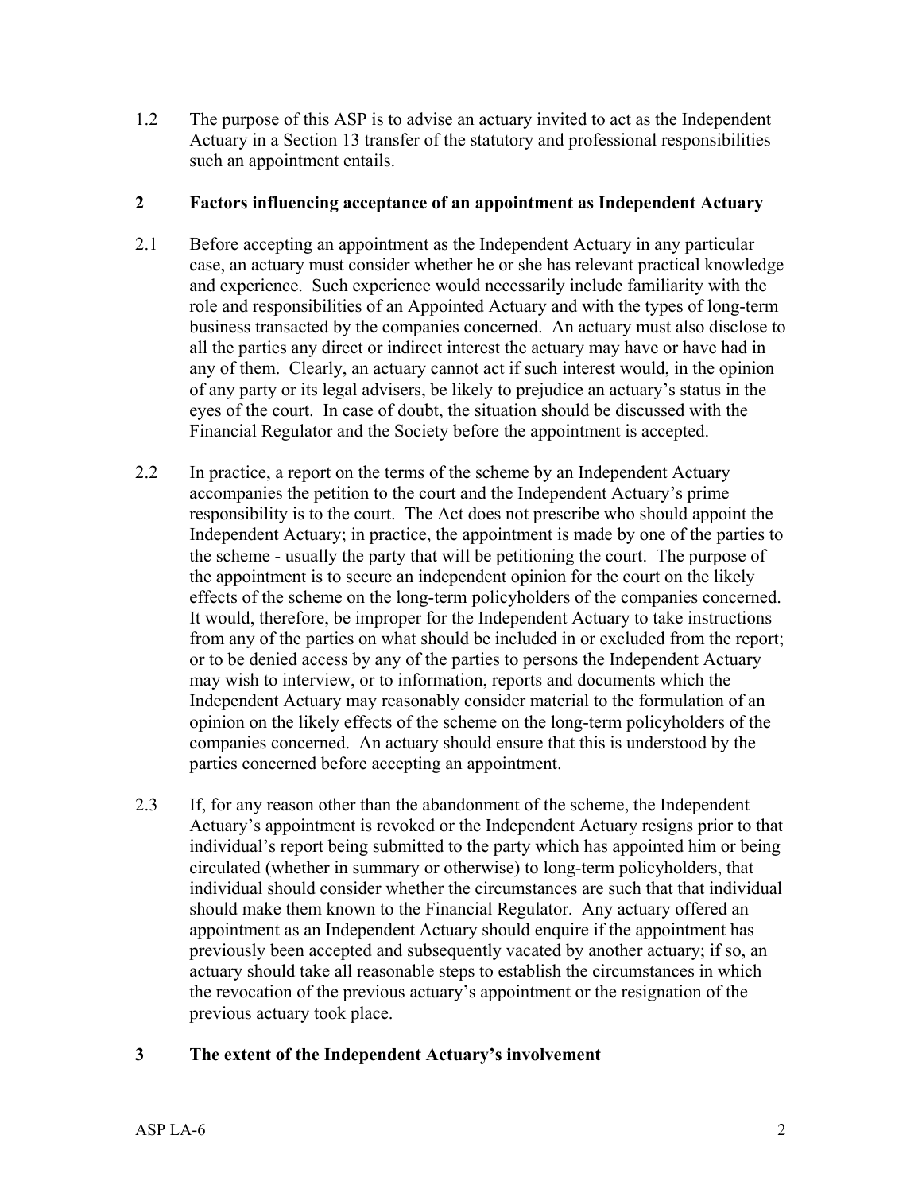1.2 The purpose of this ASP is to advise an actuary invited to act as the Independent Actuary in a Section 13 transfer of the statutory and professional responsibilities such an appointment entails.

## 2 Factors influencing acceptance of an appointment as Independent Actuary

2.1 Before accepting an appointment as the Independent Actuary in any particular case, an actuary must consider whether he or she has relevant practical knowledge and experience. Such experience would necessarily include familiarity with the role and responsibilities of an Appointed Actuary and with the types of long-term business transacted by the companies concerned. An actuary must also disclose to all the parties any direct or indirect interest the actuary may have or have had in any of them. Clearly, an actuary cannot act if such interest would, in the opinion of any party or its legal advisers, be likely to prejudice an actuary's status in the eyes of the court. In case of doubt, the situation should be discussed with the Financial Regulator and the Society before the appointment is accepted.

2.2 In practice, a report on the terms of the scheme by an Independent Actuary accompanies the petition to the court and the Independent Actuary's prime responsibility is to the court. The Act does not prescribe who should appoint the Independent Actuary; in practice, the appointment is made by one of the parties to the scheme - usually the party that will be petitioning the court. The purpose of the appointment is to secure an independent opinion for the court on the likely effects of the scheme on the long-term policyholders of the companies concerned. It would, therefore, be improper for the Independent Actuary to take instructions from any of the parties on what should be included in or excluded from the report; or to be denied access by any of the parties to persons the Independent Actuary may wish to interview, or to information, reports and documents which the Independent Actuary may reasonably consider material to the formulation of an opinion on the likely effects of the scheme on the long-term policyholders of the companies concerned. An actuary should ensure that this is understood by the parties concerned before accepting an appointment.

2.3 If, for any reason other than the abandonment of the scheme, the Independent Actuary's appointment is revoked or the Independent Actuary resigns prior to that individual's report being submitted to the party which has appointed him or being circulated (whether in summary or otherwise) to long-term policyholders, that individual should consider whether the circumstances are such that that individual should make them known to the Financial Regulator. Any actuary offered an appointment as an Independent Actuary should enquire if the appointment has previously been accepted and subsequently vacated by another actuary; if so, an actuary should take all reasonable steps to establish the circumstances in which the revocation of the previous actuary's appointment or the resignation of the previous actuary took place.

## 3 The extent of the Independent Actuary's involvement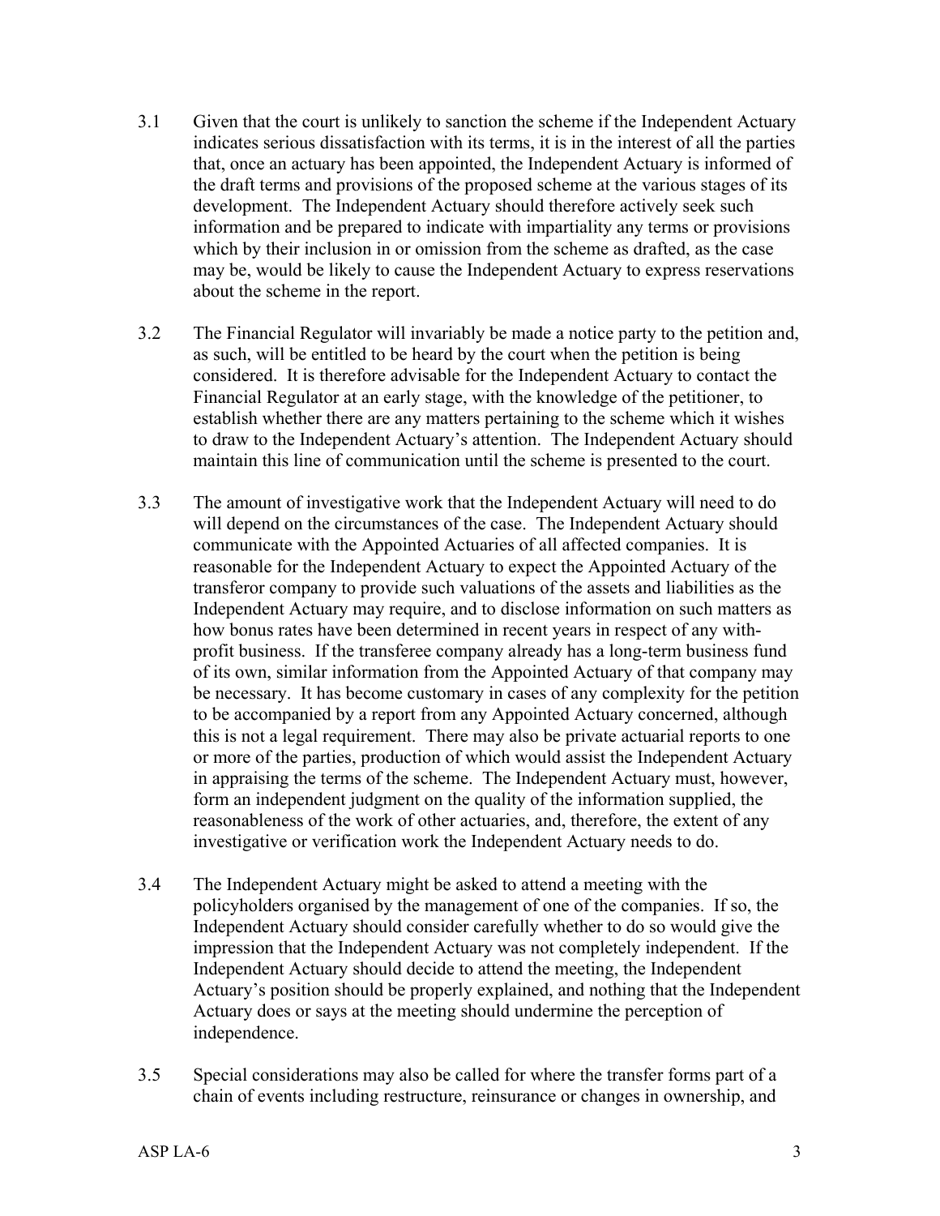3.1 Given that the court is unlikely to sanction the scheme if the Independent Actuary indicates serious dissatisfaction with its terms, it is in the interest of all the parties that, once an actuary has been appointed, the Independent Actuary is informed of the draft terms and provisions of the proposed scheme at the various stages of its development. The Independent Actuary should therefore actively seek such information and be prepared to indicate with impartiality any terms or provisions which by their inclusion in or omission from the scheme as drafted, as the case may be, would be likely to cause the Independent Actuary to express reservations about the scheme in the report.

3.2 The Financial Regulator will invariably be made a notice party to the petition and, as such, will be entitled to be heard by the court when the petition is being considered. It is therefore advisable for the Independent Actuary to contact the Financial Regulator at an early stage, with the knowledge of the petitioner, to establish whether there are any matters pertaining to the scheme which it wishes to draw to the Independent Actuary's attention. The Independent Actuary should maintain this line of communication until the scheme is presented to the court.

3.3 The amount of investigative work that the Independent Actuary will need to do will depend on the circumstances of the case. The Independent Actuary should communicate with the Appointed Actuaries of all affected companies. It is reasonable for the Independent Actuary to expect the Appointed Actuary of the transferor company to provide such valuations of the assets and liabilities as the Independent Actuary may require, and to disclose information on such matters as how bonus rates have been determined in recent years in respect of any with-profit business. If the transferee company already has a long-term business fund of its own, similar information from the Appointed Actuary of that company may be necessary. It has become customary in cases of any complexity for the petition to be accompanied by a report from any Appointed Actuary concerned, although this is not a legal requirement. There may also be private actuarial reports to one or more of the parties, production of which would assist the Independent Actuary in appraising the terms of the scheme. The Independent Actuary must, however, form an independent judgment on the quality of the information supplied, the reasonableness of the work of other actuaries, and, therefore, the extent of any investigative or verification work the Independent Actuary needs to do.

3.4 The Independent Actuary might be asked to attend a meeting with the policyholders organised by the management of one of the companies. If so, the Independent Actuary should consider carefully whether to do so would give the impression that the Independent Actuary was not completely independent. If the Independent Actuary should decide to attend the meeting, the Independent Actuary's position should be properly explained, and nothing that the Independent Actuary does or says at the meeting should undermine the perception of independence.

3.5 Special considerations may also be called for where the transfer forms part of a chain of events including restructure, reinsurance or changes in ownership, and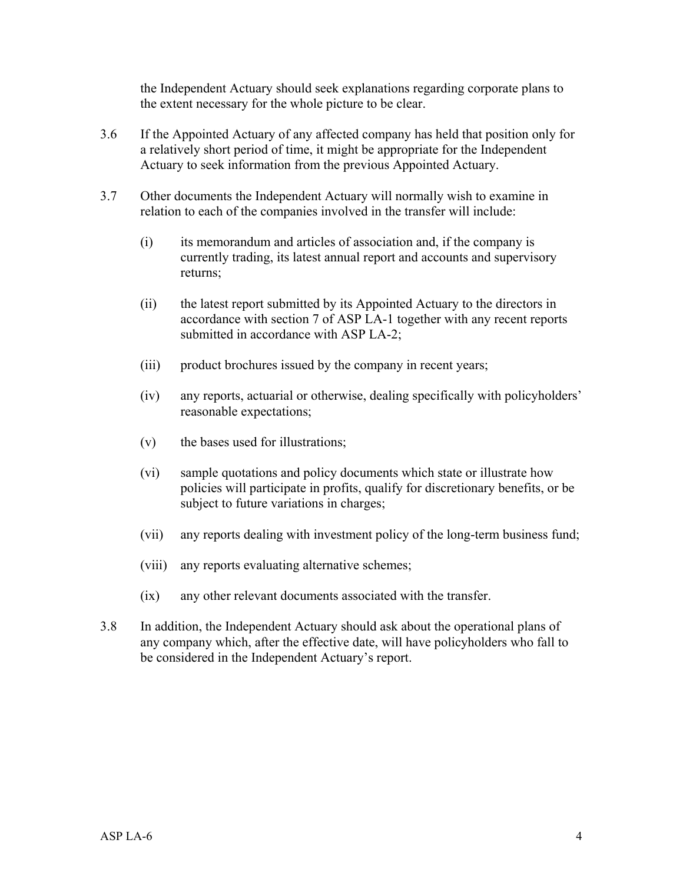the Independent Actuary should seek explanations regarding corporate plans to the extent necessary for the whole picture to be clear.

3.6 If the Appointed Actuary of any affected company has held that position only for a relatively short period of time, it might be appropriate for the Independent Actuary to seek information from the previous Appointed Actuary.

3.7 Other documents the Independent Actuary will normally wish to examine in relation to each of the companies involved in the transfer will include:

(i) its memorandum and articles of association and, if the company is currently trading, its latest annual report and accounts and supervisory returns;

(ii) the latest report submitted by its Appointed Actuary to the directors in accordance with section 7 of ASP LA-1 together with any recent reports submitted in accordance with ASP LA-2;

(iii) product brochures issued by the company in recent years;

(iv) any reports, actuarial or otherwise, dealing specifically with policyholders' reasonable expectations;

(v) the bases used for illustrations;

(vi) sample quotations and policy documents which state or illustrate how policies will participate in profits, qualify for discretionary benefits, or be subject to future variations in charges;

(vii) any reports dealing with investment policy of the long-term business fund;

(viii) any reports evaluating alternative schemes;

(ix) any other relevant documents associated with the transfer.

3.8 In addition, the Independent Actuary should ask about the operational plans of any company which, after the effective date, will have policyholders who fall to be considered in the Independent Actuary's report.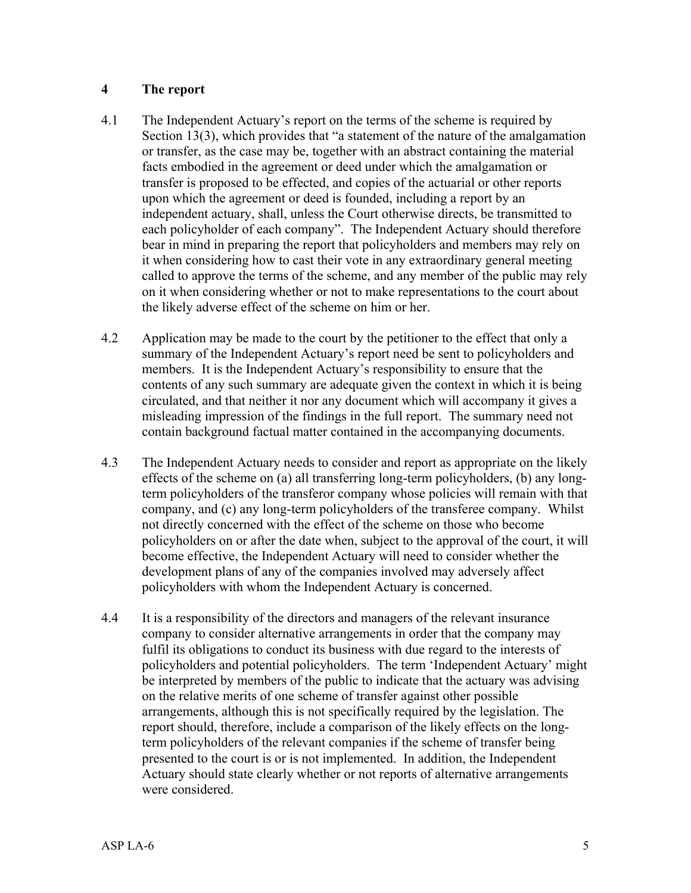## 4 The report

4.1 The Independent Actuary's report on the terms of the scheme is required by Section 13(3), which provides that "a statement of the nature of the amalgamation or transfer, as the case may be, together with an abstract containing the material facts embodied in the agreement or deed under which the amalgamation or transfer is proposed to be effected, and copies of the actuarial or other reports upon which the agreement or deed is founded, including a report by an independent actuary, shall, unless the Court otherwise directs, be transmitted to each policyholder of each company". The Independent Actuary should therefore bear in mind in preparing the report that policyholders and members may rely on it when considering how to cast their vote in any extraordinary general meeting called to approve the terms of the scheme, and any member of the public may rely on it when considering whether or not to make representations to the court about the likely adverse effect of the scheme on him or her.

4.2 Application may be made to the court by the petitioner to the effect that only a summary of the Independent Actuary's report need be sent to policyholders and members. It is the Independent Actuary's responsibility to ensure that the contents of any such summary are adequate given the context in which it is being circulated, and that neither it nor any document which will accompany it gives a misleading impression of the findings in the full report. The summary need not contain background factual matter contained in the accompanying documents.

4.3 The Independent Actuary needs to consider and report as appropriate on the likely effects of the scheme on (a) all transferring long-term policyholders, (b) any long-term policyholders of the transferor company whose policies will remain with that company, and (c) any long-term policyholders of the transferee company. Whilst not directly concerned with the effect of the scheme on those who become policyholders on or after the date when, subject to the approval of the court, it will become effective, the Independent Actuary will need to consider whether the development plans of any of the companies involved may adversely affect policyholders with whom the Independent Actuary is concerned.

4.4 It is a responsibility of the directors and managers of the relevant insurance company to consider alternative arrangements in order that the company may fulfil its obligations to conduct its business with due regard to the interests of policyholders and potential policyholders. The term 'Independent Actuary' might be interpreted by members of the public to indicate that the actuary was advising on the relative merits of one scheme of transfer against other possible arrangements, although this is not specifically required by the legislation. The report should, therefore, include a comparison of the likely effects on the long-term policyholders of the relevant companies if the scheme of transfer being presented to the court is or is not implemented. In addition, the Independent Actuary should state clearly whether or not reports of alternative arrangements were considered.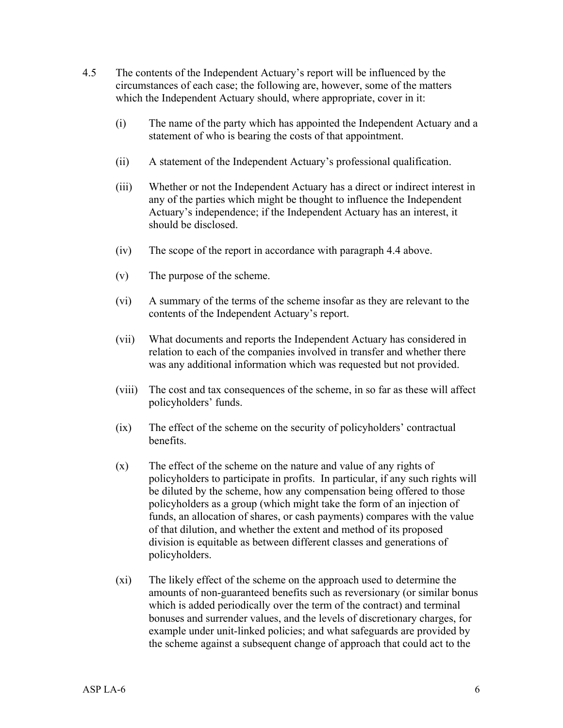4.5 The contents of the Independent Actuary's report will be influenced by the circumstances of each case; the following are, however, some of the matters which the Independent Actuary should, where appropriate, cover in it:

(i) The name of the party which has appointed the Independent Actuary and a statement of who is bearing the costs of that appointment.

(ii) A statement of the Independent Actuary's professional qualification.

(iii) Whether or not the Independent Actuary has a direct or indirect interest in any of the parties which might be thought to influence the Independent Actuary's independence; if the Independent Actuary has an interest, it should be disclosed.

(iv) The scope of the report in accordance with paragraph 4.4 above.

(v) The purpose of the scheme.

(vi) A summary of the terms of the scheme insofar as they are relevant to the contents of the Independent Actuary's report.

(vii) What documents and reports the Independent Actuary has considered in relation to each of the companies involved in transfer and whether there was any additional information which was requested but not provided.

(viii) The cost and tax consequences of the scheme, in so far as these will affect policyholders' funds.

(ix) The effect of the scheme on the security of policyholders' contractual benefits.

(x) The effect of the scheme on the nature and value of any rights of policyholders to participate in profits. In particular, if any such rights will be diluted by the scheme, how any compensation being offered to those policyholders as a group (which might take the form of an injection of funds, an allocation of shares, or cash payments) compares with the value of that dilution, and whether the extent and method of its proposed division is equitable as between different classes and generations of policyholders.

(xi) The likely effect of the scheme on the approach used to determine the amounts of non-guaranteed benefits such as reversionary (or similar bonus which is added periodically over the term of the contract) and terminal bonuses and surrender values, and the levels of discretionary charges, for example under unit-linked policies; and what safeguards are provided by the scheme against a subsequent change of approach that could act to the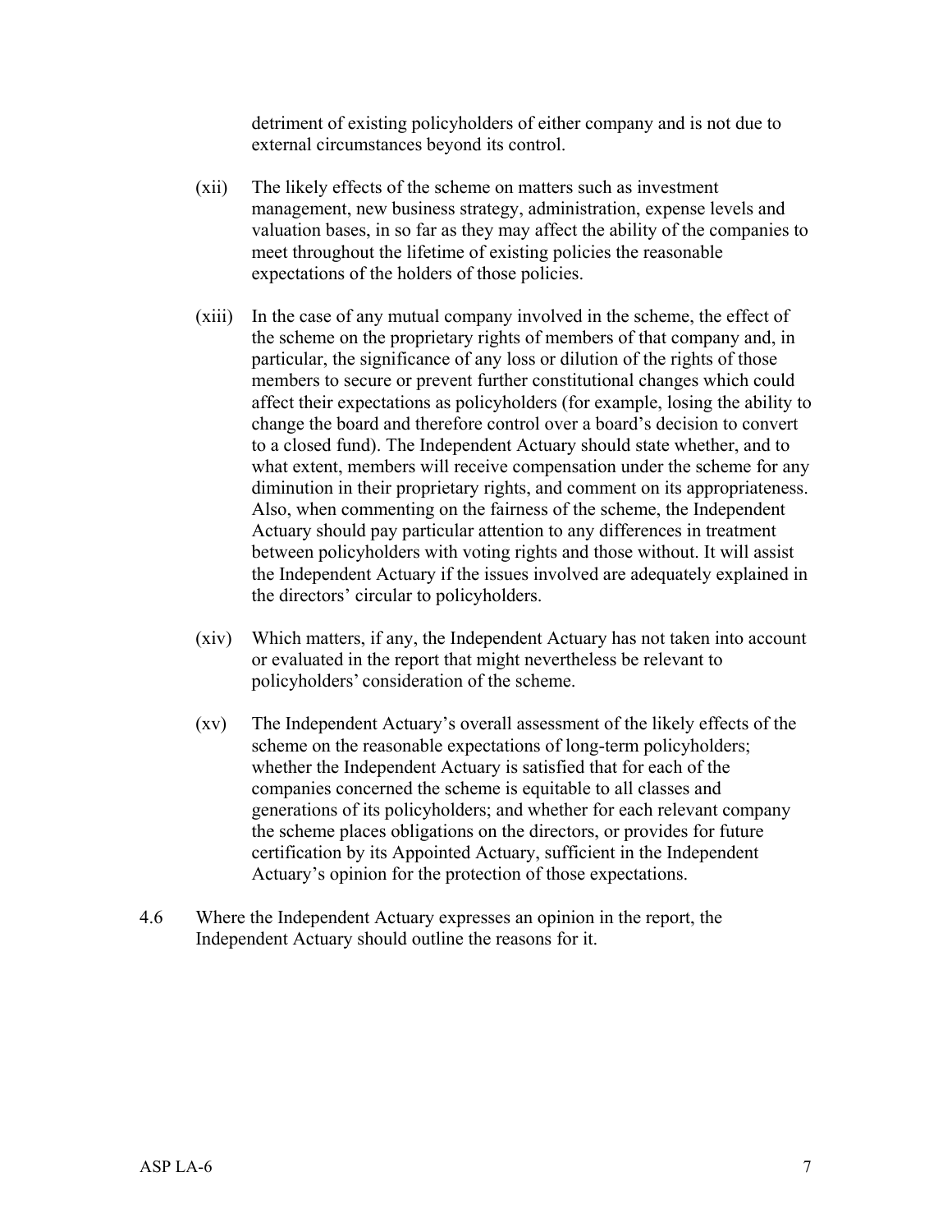detriment of existing policyholders of either company and is not due to external circumstances beyond its control.

(xii) The likely effects of the scheme on matters such as investment management, new business strategy, administration, expense levels and valuation bases, in so far as they may affect the ability of the companies to meet throughout the lifetime of existing policies the reasonable expectations of the holders of those policies.

(xiii) In the case of any mutual company involved in the scheme, the effect of the scheme on the proprietary rights of members of that company and, in particular, the significance of any loss or dilution of the rights of those members to secure or prevent further constitutional changes which could affect their expectations as policyholders (for example, losing the ability to change the board and therefore control over a board's decision to convert to a closed fund). The Independent Actuary should state whether, and to what extent, members will receive compensation under the scheme for any diminution in their proprietary rights, and comment on its appropriateness. Also, when commenting on the fairness of the scheme, the Independent Actuary should pay particular attention to any differences in treatment between policyholders with voting rights and those without. It will assist the Independent Actuary if the issues involved are adequately explained in the directors' circular to policyholders.

(xiv) Which matters, if any, the Independent Actuary has not taken into account or evaluated in the report that might nevertheless be relevant to policyholders' consideration of the scheme.

(xv) The Independent Actuary's overall assessment of the likely effects of the scheme on the reasonable expectations of long-term policyholders; whether the Independent Actuary is satisfied that for each of the companies concerned the scheme is equitable to all classes and generations of its policyholders; and whether for each relevant company the scheme places obligations on the directors, or provides for future certification by its Appointed Actuary, sufficient in the Independent Actuary's opinion for the protection of those expectations.

4.6 Where the Independent Actuary expresses an opinion in the report, the Independent Actuary should outline the reasons for it.